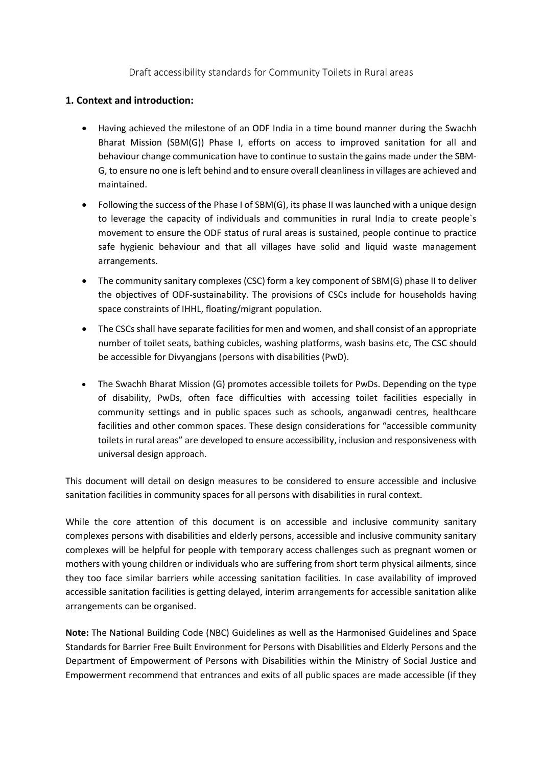Draft accessibility standards for Community Toilets in Rural areas

## 1. Context and introduction:

- Having achieved the milestone of an ODF India in a time bound manner during the Swachh Bharat Mission (SBM(G)) Phase I, efforts on access to improved sanitation for all and behaviour change communication have to continue to sustain the gains made under the SBM-G, to ensure no one is left behind and to ensure overall cleanliness in villages are achieved and maintained.
- Following the success of the Phase I of SBM(G), its phase II was launched with a unique design to leverage the capacity of individuals and communities in rural India to create people`s movement to ensure the ODF status of rural areas is sustained, people continue to practice safe hygienic behaviour and that all villages have solid and liquid waste management arrangements.
- The community sanitary complexes (CSC) form a key component of SBM(G) phase II to deliver the objectives of ODF-sustainability. The provisions of CSCs include for households having space constraints of IHHL, floating/migrant population.
- The CSCs shall have separate facilities for men and women, and shall consist of an appropriate number of toilet seats, bathing cubicles, washing platforms, wash basins etc, The CSC should be accessible for Divyangjans (persons with disabilities (PwD).
- The Swachh Bharat Mission (G) promotes accessible toilets for PwDs. Depending on the type of disability, PwDs, often face difficulties with accessing toilet facilities especially in community settings and in public spaces such as schools, anganwadi centres, healthcare facilities and other common spaces. These design considerations for "accessible community toilets in rural areas" are developed to ensure accessibility, inclusion and responsiveness with universal design approach.

This document will detail on design measures to be considered to ensure accessible and inclusive sanitation facilities in community spaces for all persons with disabilities in rural context.

While the core attention of this document is on accessible and inclusive community sanitary complexes persons with disabilities and elderly persons, accessible and inclusive community sanitary complexes will be helpful for people with temporary access challenges such as pregnant women or mothers with young children or individuals who are suffering from short term physical ailments, since they too face similar barriers while accessing sanitation facilities. In case availability of improved accessible sanitation facilities is getting delayed, interim arrangements for accessible sanitation alike arrangements can be organised.

**Note:** The National Building Code (NBC) Guidelines as well as the Harmonised Guidelines and Space Standards for Barrier Free Built Environment for Persons with Disabilities and Elderly Persons and the Department of Empowerment of Persons with Disabilities within the Ministry of Social Justice and Empowerment recommend that entrances and exits of all public spaces are made accessible (if they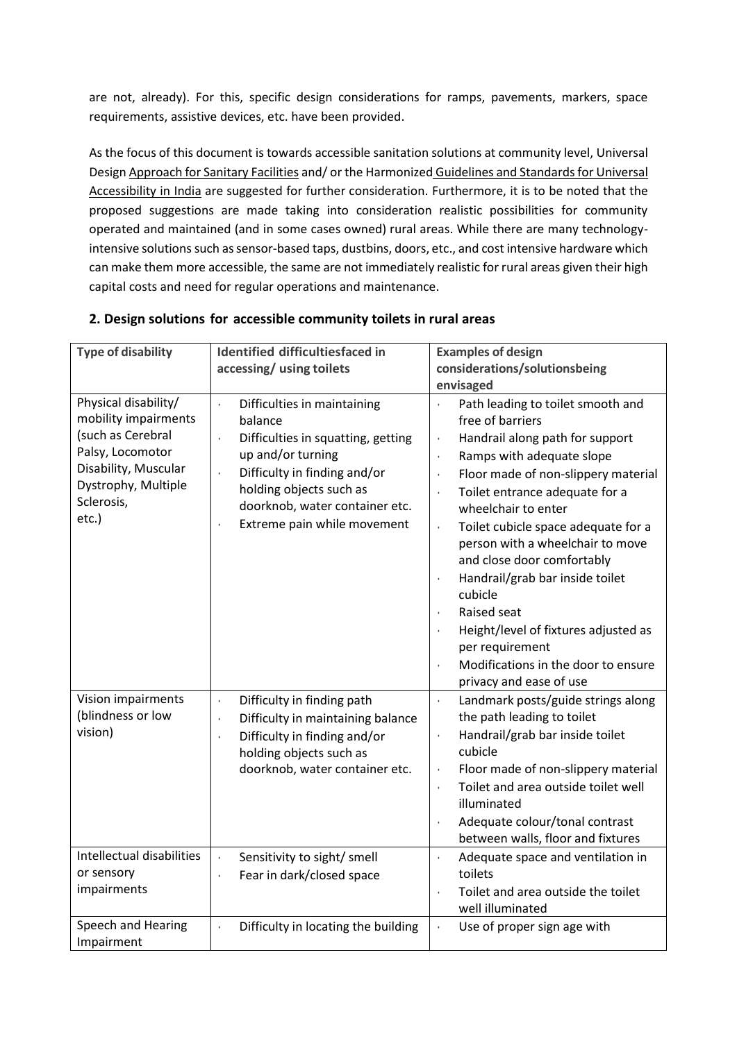are not, already). For this, specific design considerations for ramps, pavements, markers, space requirements, assistive devices, etc. have been provided.

As the focus of this document is towards accessible sanitation solutions at community level, Universal Design Approach for Sanitary Facilities and/ or the Harmonized Guidelines and Standards for Universal Accessibility in India are suggested for further consideration. Furthermore, it is to be noted that the proposed suggestions are made taking into consideration realistic possibilities for community operated and maintained (and in some cases owned) rural areas. While there are many technology-intensive solutions such as sensor-based taps, dustbins, doors, etc., and cost intensive hardware which can make them more accessible, the same are not immediately realistic for rural areas given their high capital costs and need for regular operations and maintenance.

## 2. Design solutions for accessible community toilets in rural areas

| Type of disability | Identified difficultiesfaced in accessing/ using toilets | Examples of design considerations/solutionsbeing envisaged |
|---|---|---|
| Physical disability/ mobility impairments (such as Cerebral Palsy, Locomotor Disability, Muscular Dystrophy, Multiple Sclerosis, etc.) | • Difficulties in maintaining balance<br>• Difficulties in squatting, getting up and/or turning<br>• Difficulty in finding and/or holding objects such as doorknob, water container etc.<br>• Extreme pain while movement | • Path leading to toilet smooth and free of barriers<br>• Handrail along path for support<br>• Ramps with adequate slope<br>• Floor made of non-slippery material<br>• Toilet entrance adequate for a wheelchair to enter<br>• Toilet cubicle space adequate for a person with a wheelchair to move and close door comfortably<br>• Handrail/grab bar inside toilet cubicle<br>• Raised seat<br>• Height/level of fixtures adjusted as per requirement<br>• Modifications in the door to ensure privacy and ease of use |
| Vision impairments (blindness or low vision) | • Difficulty in finding path<br>• Difficulty in maintaining balance<br>• Difficulty in finding and/or holding objects such as doorknob, water container etc. | • Landmark posts/guide strings along the path leading to toilet<br>• Handrail/grab bar inside toilet cubicle<br>• Floor made of non-slippery material<br>• Toilet and area outside toilet well illuminated<br>• Adequate colour/tonal contrast between walls, floor and fixtures |
| Intellectual disabilities or sensory impairments | • Sensitivity to sight/ smell<br>• Fear in dark/closed space | • Adequate space and ventilation in toilets<br>• Toilet and area outside the toilet well illuminated |
| Speech and Hearing Impairment | • Difficulty in locating the building | • Use of proper sign age with |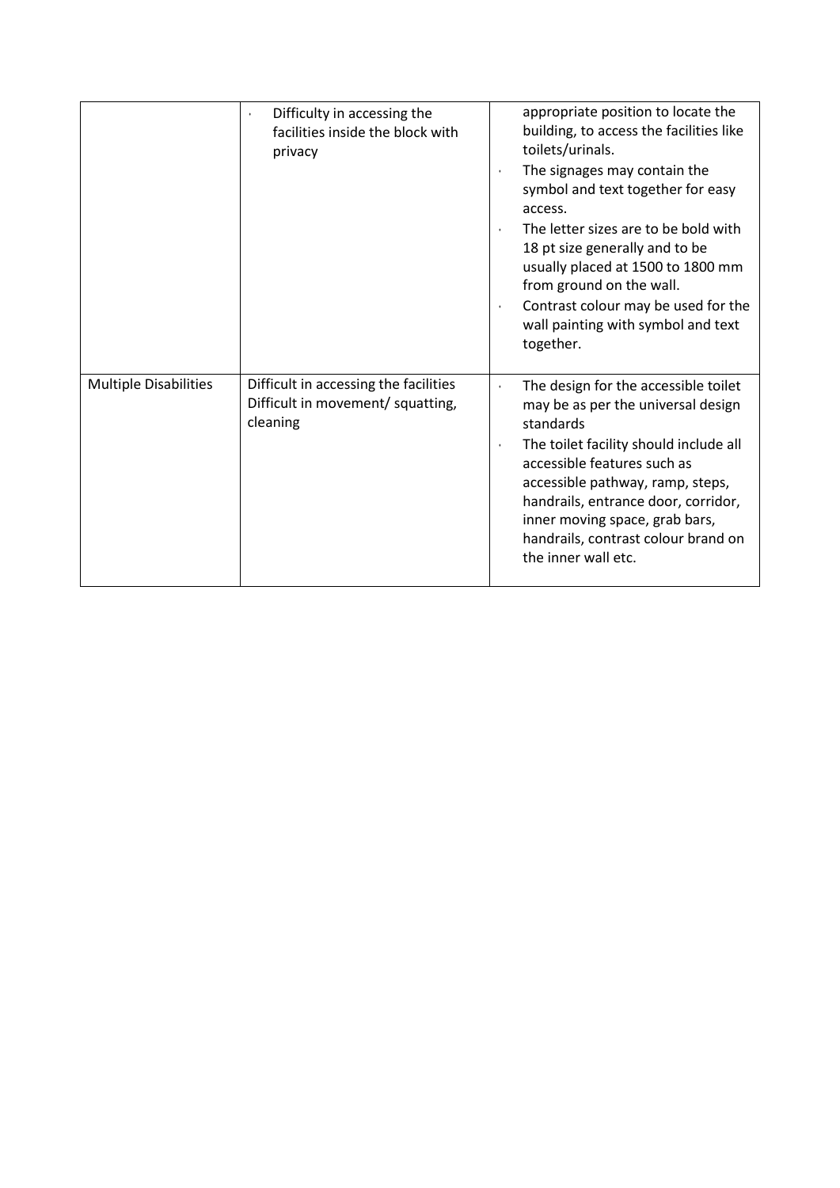| | | |
|---|---|---|
| | • Difficulty in accessing the facilities inside the block with privacy | appropriate position to locate the building, to access the facilities like toilets/urinals.<br>• The signages may contain the symbol and text together for easy access.<br>• The letter sizes are to be bold with 18 pt size generally and to be usually placed at 1500 to 1800 mm from ground on the wall.<br>• Contrast colour may be used for the wall painting with symbol and text together. |
| Multiple Disabilities | Difficult in accessing the facilities<br>Difficult in movement/ squatting, cleaning | • The design for the accessible toilet may be as per the universal design standards<br>• The toilet facility should include all accessible features such as accessible pathway, ramp, steps, handrails, entrance door, corridor, inner moving space, grab bars, handrails, contrast colour brand on the inner wall etc. |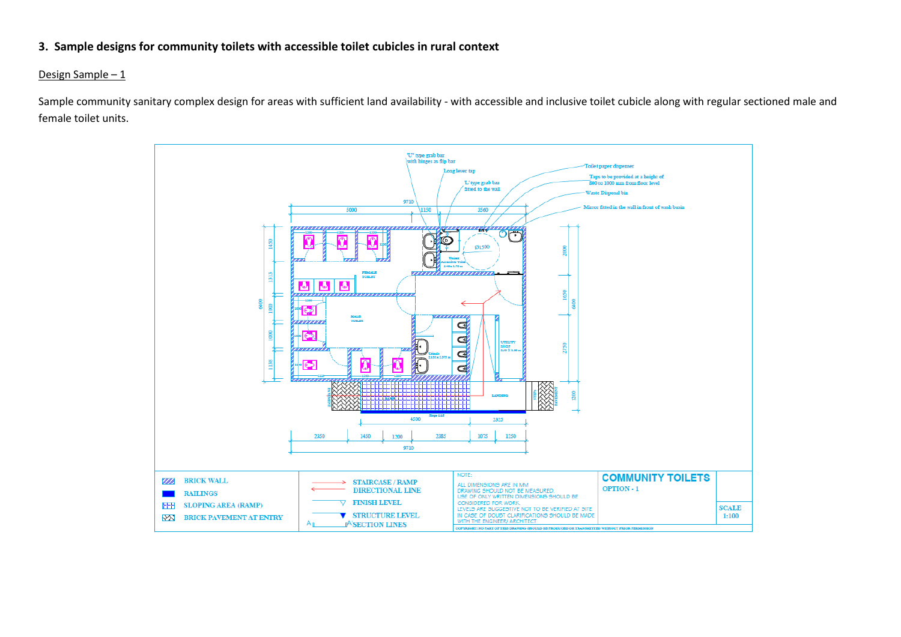## 3. Sample designs for community toilets with accessible toilet cubicles in rural context

Design Sample – 1

Sample community sanitary complex design for areas with sufficient land availability - with accessible and inclusive toilet cubicle along with regular sectioned male and female toilet units.

"U" type grab bar with hinges as flip bar

Long lever tap

'L' type grab bar fitted to the wall

Toilet paper dispenser

Taps to be provided at a height of 800 to 1000 mm from floor level

Waste Disposal bin

Mirror fitted in the wall in front of wash basin

9710

5000 | 1150 | 3560

Ø1500

Unisex Accessible Toilet 2.40 x 1.75 m

FEMALE TOILET

MALE TOILET

Urinals 2.15 x 1.875 m

UTILITY SHOP 2.50 X 1.90 m

LANDING

STEPS

PAVEMENT

Slope 1:12

4500 | 2325

2350 | 1450 | 1300 | 2385 | 1075 | 1250

9710

1450 | 1313 | 1000 | 1000 | 1138 | 6600

2000 | 1650 | 2750 | 6600 | 1200

| Legend | | Legend | |
|---|---|---|---|
| BRICK WALL | | STAIRCASE / RAMP DIRECTIONAL LINE | |
| RAILINGS | | FINISH LEVEL | |
| SLOPING AREA (RAMP) | | STRUCTURE LEVEL | |
| BRICK PAVEMENT AT ENTRY | | SECTION LINES | |

NOTE:
ALL DIMENSIONS ARE IN MM
DRAWING SHOULD NOT BE MEASURED.
USE OF ONLY WRITTEN DIMENSIONS SHOULD BE CONSIDERED FOR WORK.
LEVELS ARE SUGGESTIVE NOT TO BE VERIFIED AT SITE
IN CASE OF DOUBT CLARIFICATIONS SHOULD BE MADE WITH THE ENGINEER/ ARCHITECT.

COMMUNITY TOILETS
OPTION - 1

SCALE
1:100

COPYRIGHT: NO PART OF THIS DRAWING SHOULD BE PRODUCED OR TRANSMITTED WITHOUT PRIOR PERMISSION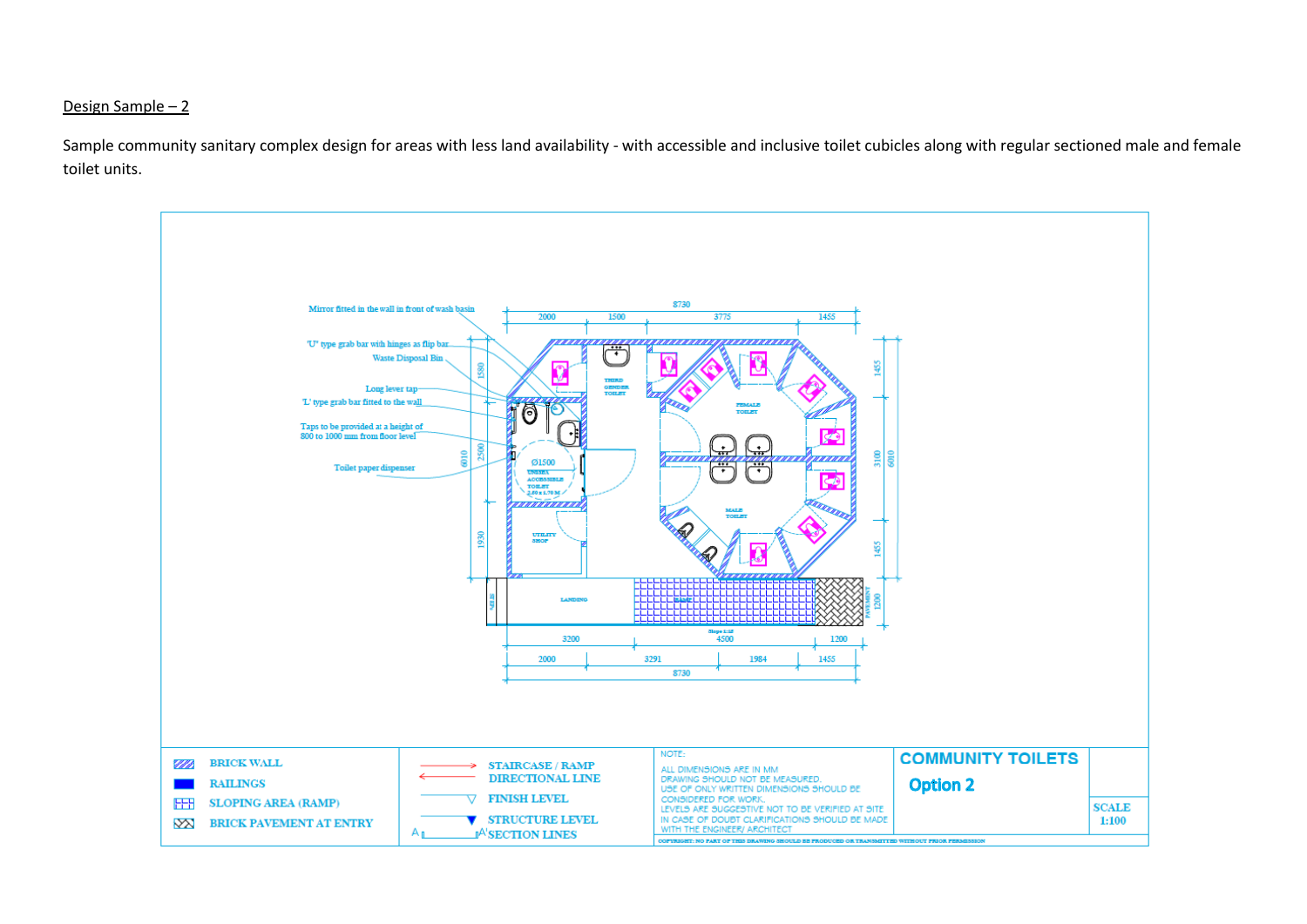Design Sample – 2

Sample community sanitary complex design for areas with less land availability - with accessible and inclusive toilet cubicles along with regular sectioned male and female toilet units.

Mirror fitted in the wall in front of wash basin

'U' type grab bar with hinges as flip bar

Waste Disposal Bin

Long lever tap

'L' type grab bar fitted to the wall

Taps to be provided at a height of 800 to 1000 mm from floor level

Toilet paper dispenser

8730

2000 | 1500 | 3775 | 1455

1580 | 2500 | 1930 | 6010

1455 | 3100 | 1455 | 6010

THIRD GENDER TOILET

FEMALE TOILET

MALE TOILET

Ø1500

UNISEX ACCESSIBLE TOILET 2.00 x 1.75 M

UTILITY SHOP

LANDING

RAMP

PAVEMENT 1200

Slope 1:12

3200 | 4500 | 1200

2000 | 3291 | 1984 | 1455

8730

| Legend | |
|---|---|
| BRICK WALL | STAIRCASE / RAMP DIRECTIONAL LINE |
| RAILINGS | FINISH LEVEL |
| SLOPING AREA (RAMP) | STRUCTURE LEVEL |
| BRICK PAVEMENT AT ENTRY | SECTION LINES |

NOTE:
ALL DIMENSIONS ARE IN MM
DRAWING SHOULD NOT BE MEASURED.
USE OF ONLY WRITTEN DIMENSIONS SHOULD BE CONSIDERED FOR WORK.
LEVELS ARE SUGGESTIVE NOT TO BE VERIFIED AT SITE
IN CASE OF DOUBT CLARIFICATIONS SHOULD BE MADE WITH THE ENGINEER/ ARCHITECT

COMMUNITY TOILETS

Option 2

SCALE 1:100

COPYRIGHT: NO PART OF THIS DRAWING SHOULD BE PRODUCED OR TRANSMITTED WITHOUT PRIOR PERMISSION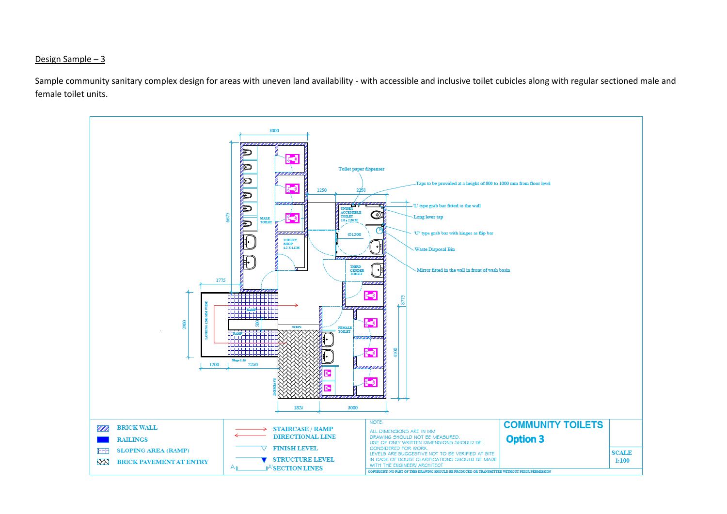Design Sample – 3

Sample community sanitary complex design for areas with uneven land availability - with accessible and inclusive toilet cubicles along with regular sectioned male and female toilet units.

3000

Toilet paper dispenser

1250 2250

Taps to be provided at a height of 800 to 1000 mm from floor level

'L' type grab bar fitted to the wall

Long lever tap

'U' type grab bar with hinges as flip bar

Waste Disposal Bin

Mirror fitted in the wall in front of wash basin

6675

MALE TOILET

UNISEX ACCESSIBLE TOILET 2.0 x 2.20 M

Ø1500

UTILITY SHOP 1.2 X 1.5 M

THIRD GENDER TOILET

1775

8775

2900

LANDING 1200 MM WIDE

RAMP

900

STEPS

RAMP

FEMALE TOILET

4100

Slope 1:16

1200 2250

PAVEMENT

1825 3000

| | |
|---|---|
| BRICK WALL | STAIRCASE / RAMP DIRECTIONAL LINE |
| RAILINGS | FINISH LEVEL |
| SLOPING AREA (RAMP) | STRUCTURE LEVEL |
| BRICK PAVEMENT AT ENTRY | A A' SECTION LINES |

NOTE:
ALL DIMENSIONS ARE IN MM
DRAWING SHOULD NOT BE MEASURED.
USE OF ONLY WRITTEN DIMENSIONS SHOULD BE CONSIDERED FOR WORK.
LEVELS ARE SUGGESTIVE NOT TO BE VERIFIED AT SITE
IN CASE OF DOUBT CLARIFICATIONS SHOULD BE MADE WITH THE ENGINEER/ ARCHITECT

COMMUNITY TOILETS
Option 3

SCALE 1:100

COPYRIGHT: NO PART OF THIS DRAWING SHOULD BE PRODUCED OR TRANSMITTED WITHOUT PRIOR PERMISSION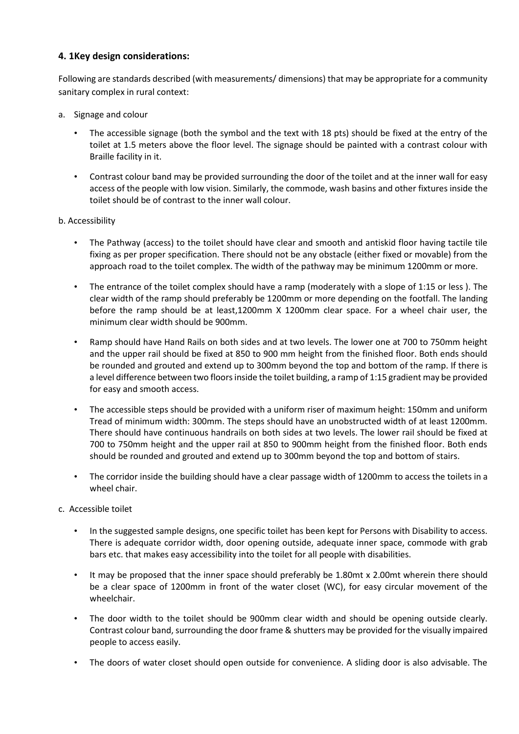### 4. 1Key design considerations:

Following are standards described (with measurements/ dimensions) that may be appropriate for a community sanitary complex in rural context:

a. Signage and colour

- The accessible signage (both the symbol and the text with 18 pts) should be fixed at the entry of the toilet at 1.5 meters above the floor level. The signage should be painted with a contrast colour with Braille facility in it.
- Contrast colour band may be provided surrounding the door of the toilet and at the inner wall for easy access of the people with low vision. Similarly, the commode, wash basins and other fixtures inside the toilet should be of contrast to the inner wall colour.

b. Accessibility

- The Pathway (access) to the toilet should have clear and smooth and antiskid floor having tactile tile fixing as per proper specification. There should not be any obstacle (either fixed or movable) from the approach road to the toilet complex. The width of the pathway may be minimum 1200mm or more.
- The entrance of the toilet complex should have a ramp (moderately with a slope of 1:15 or less ). The clear width of the ramp should preferably be 1200mm or more depending on the footfall. The landing before the ramp should be at least,1200mm X 1200mm clear space. For a wheel chair user, the minimum clear width should be 900mm.
- Ramp should have Hand Rails on both sides and at two levels. The lower one at 700 to 750mm height and the upper rail should be fixed at 850 to 900 mm height from the finished floor. Both ends should be rounded and grouted and extend up to 300mm beyond the top and bottom of the ramp. If there is a level difference between two floors inside the toilet building, a ramp of 1:15 gradient may be provided for easy and smooth access.
- The accessible steps should be provided with a uniform riser of maximum height: 150mm and uniform Tread of minimum width: 300mm. The steps should have an unobstructed width of at least 1200mm. There should have continuous handrails on both sides at two levels. The lower rail should be fixed at 700 to 750mm height and the upper rail at 850 to 900mm height from the finished floor. Both ends should be rounded and grouted and extend up to 300mm beyond the top and bottom of stairs.
- The corridor inside the building should have a clear passage width of 1200mm to access the toilets in a wheel chair.

c. Accessible toilet

- In the suggested sample designs, one specific toilet has been kept for Persons with Disability to access. There is adequate corridor width, door opening outside, adequate inner space, commode with grab bars etc. that makes easy accessibility into the toilet for all people with disabilities.
- It may be proposed that the inner space should preferably be 1.80mt x 2.00mt wherein there should be a clear space of 1200mm in front of the water closet (WC), for easy circular movement of the wheelchair.
- The door width to the toilet should be 900mm clear width and should be opening outside clearly. Contrast colour band, surrounding the door frame & shutters may be provided for the visually impaired people to access easily.
- The doors of water closet should open outside for convenience. A sliding door is also advisable. The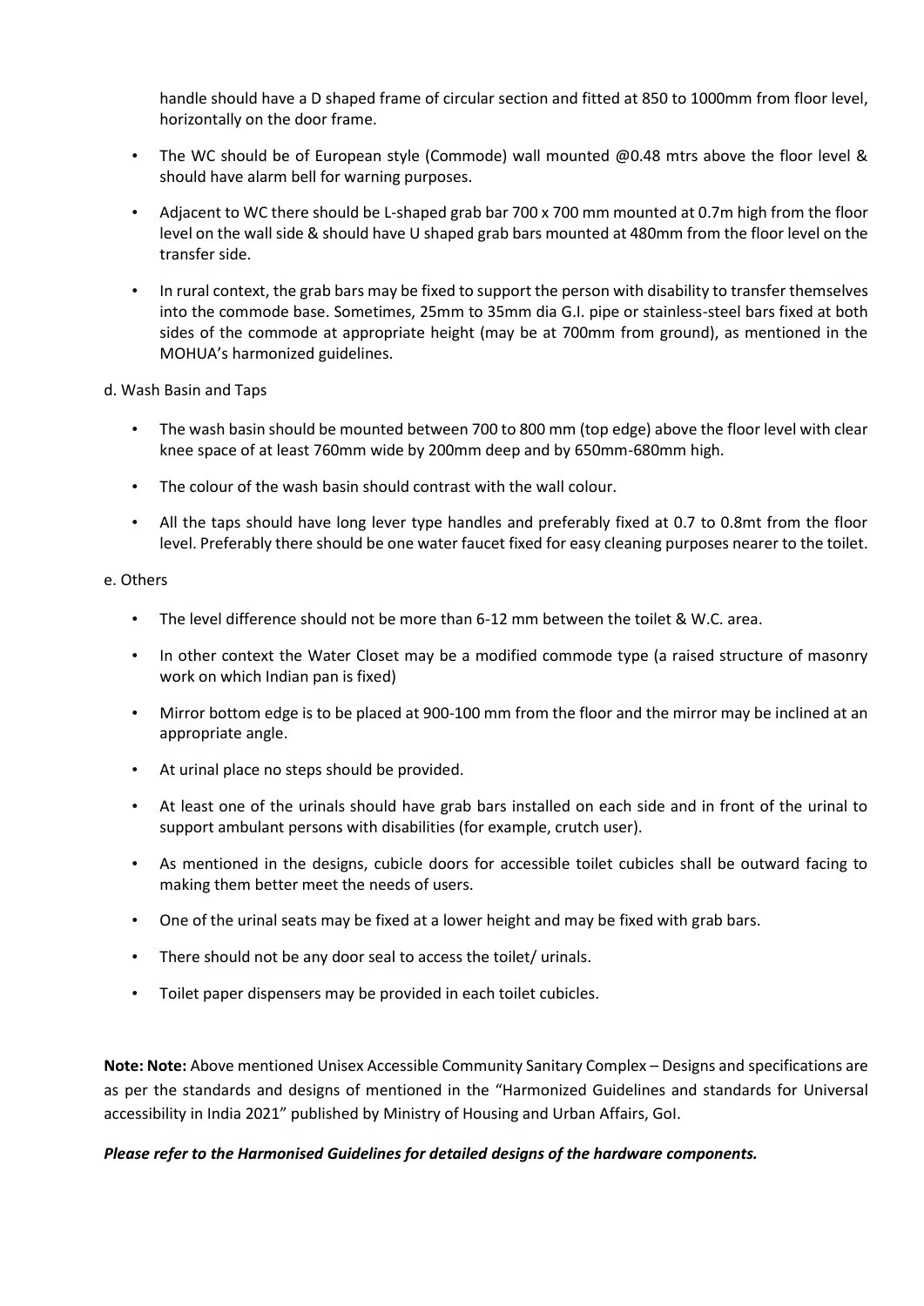handle should have a D shaped frame of circular section and fitted at 850 to 1000mm from floor level, horizontally on the door frame.

- The WC should be of European style (Commode) wall mounted @0.48 mtrs above the floor level & should have alarm bell for warning purposes.
- Adjacent to WC there should be L-shaped grab bar 700 x 700 mm mounted at 0.7m high from the floor level on the wall side & should have U shaped grab bars mounted at 480mm from the floor level on the transfer side.
- In rural context, the grab bars may be fixed to support the person with disability to transfer themselves into the commode base. Sometimes, 25mm to 35mm dia G.I. pipe or stainless-steel bars fixed at both sides of the commode at appropriate height (may be at 700mm from ground), as mentioned in the MOHUA's harmonized guidelines.

d. Wash Basin and Taps

- The wash basin should be mounted between 700 to 800 mm (top edge) above the floor level with clear knee space of at least 760mm wide by 200mm deep and by 650mm-680mm high.
- The colour of the wash basin should contrast with the wall colour.
- All the taps should have long lever type handles and preferably fixed at 0.7 to 0.8mt from the floor level. Preferably there should be one water faucet fixed for easy cleaning purposes nearer to the toilet.

e. Others

- The level difference should not be more than 6-12 mm between the toilet & W.C. area.
- In other context the Water Closet may be a modified commode type (a raised structure of masonry work on which Indian pan is fixed)
- Mirror bottom edge is to be placed at 900-100 mm from the floor and the mirror may be inclined at an appropriate angle.
- At urinal place no steps should be provided.
- At least one of the urinals should have grab bars installed on each side and in front of the urinal to support ambulant persons with disabilities (for example, crutch user).
- As mentioned in the designs, cubicle doors for accessible toilet cubicles shall be outward facing to making them better meet the needs of users.
- One of the urinal seats may be fixed at a lower height and may be fixed with grab bars.
- There should not be any door seal to access the toilet/ urinals.
- Toilet paper dispensers may be provided in each toilet cubicles.

**Note: Note:** Above mentioned Unisex Accessible Community Sanitary Complex – Designs and specifications are as per the standards and designs of mentioned in the "Harmonized Guidelines and standards for Universal accessibility in India 2021" published by Ministry of Housing and Urban Affairs, GoI.

***Please refer to the Harmonised Guidelines for detailed designs of the hardware components.***